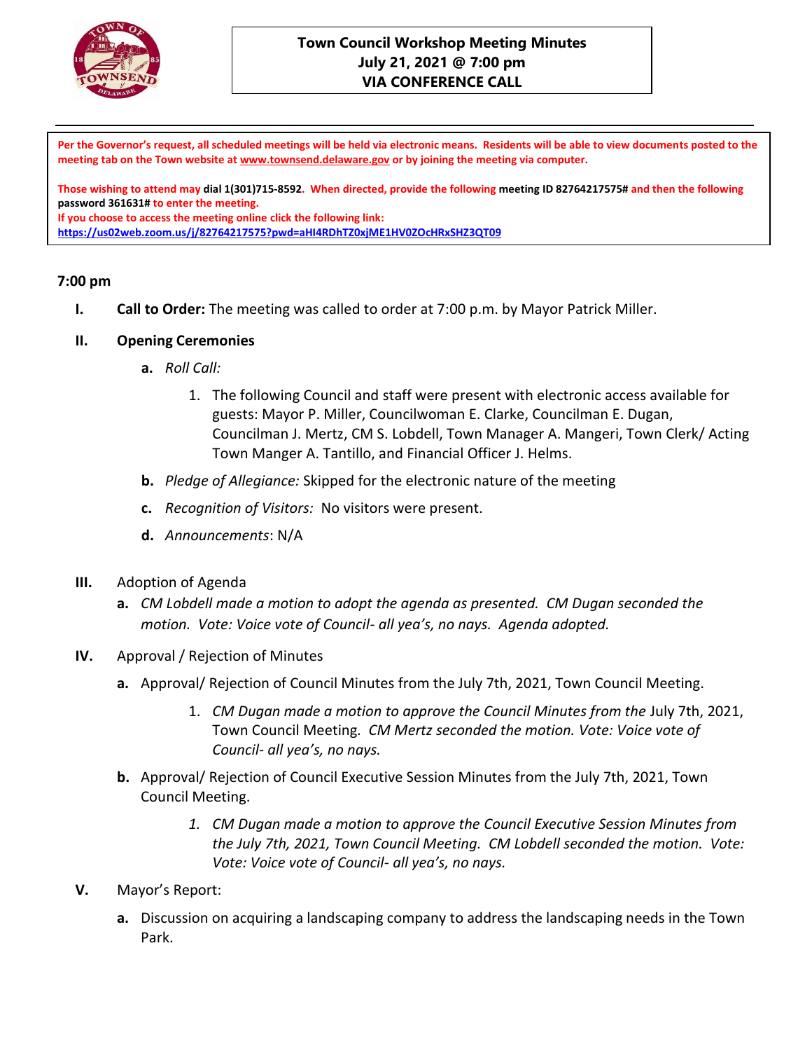# Town Council Workshop Meeting Minutes
## July 21, 2021 @ 7:00 pm
## VIA CONFERENCE CALL

**Per the Governor's request, all scheduled meetings will be held via electronic means. Residents will be able to view documents posted to the meeting tab on the Town website at www.townsend.delaware.gov or by joining the meeting via computer.**

**Those wishing to attend may dial 1(301)715-8592. When directed, provide the following meeting ID 82764217575# and then the following password 361631# to enter the meeting.**
**If you choose to access the meeting online click the following link:**
**https://us02web.zoom.us/j/82764217575?pwd=aHI4RDhTZ0xjME1HV0ZOcHRxSHZ3QT09**

**7:00 pm**

**I. Call to Order:** The meeting was called to order at 7:00 p.m. by Mayor Patrick Miller.

**II. Opening Ceremonies**

a. *Roll Call:*

1. The following Council and staff were present with electronic access available for guests: Mayor P. Miller, Councilwoman E. Clarke, Councilman E. Dugan, Councilman J. Mertz, CM S. Lobdell, Town Manager A. Mangeri, Town Clerk/ Acting Town Manger A. Tantillo, and Financial Officer J. Helms.

b. *Pledge of Allegiance:* Skipped for the electronic nature of the meeting

c. *Recognition of Visitors:* No visitors were present.

d. *Announcements*: N/A

**III.** Adoption of Agenda

a. *CM Lobdell made a motion to adopt the agenda as presented. CM Dugan seconded the motion. Vote: Voice vote of Council- all yea's, no nays. Agenda adopted.*

**IV.** Approval / Rejection of Minutes

a. Approval/ Rejection of Council Minutes from the July 7th, 2021, Town Council Meeting.

1. *CM Dugan made a motion to approve the Council Minutes from the* July 7th, 2021, Town Council Meeting. *CM Mertz seconded the motion. Vote: Voice vote of Council- all yea's, no nays.*

b. Approval/ Rejection of Council Executive Session Minutes from the July 7th, 2021, Town Council Meeting.

1. *CM Dugan made a motion to approve the Council Executive Session Minutes from the July 7th, 2021, Town Council Meeting. CM Lobdell seconded the motion. Vote: Vote: Voice vote of Council- all yea's, no nays.*

**V.** Mayor's Report:

a. Discussion on acquiring a landscaping company to address the landscaping needs in the Town Park.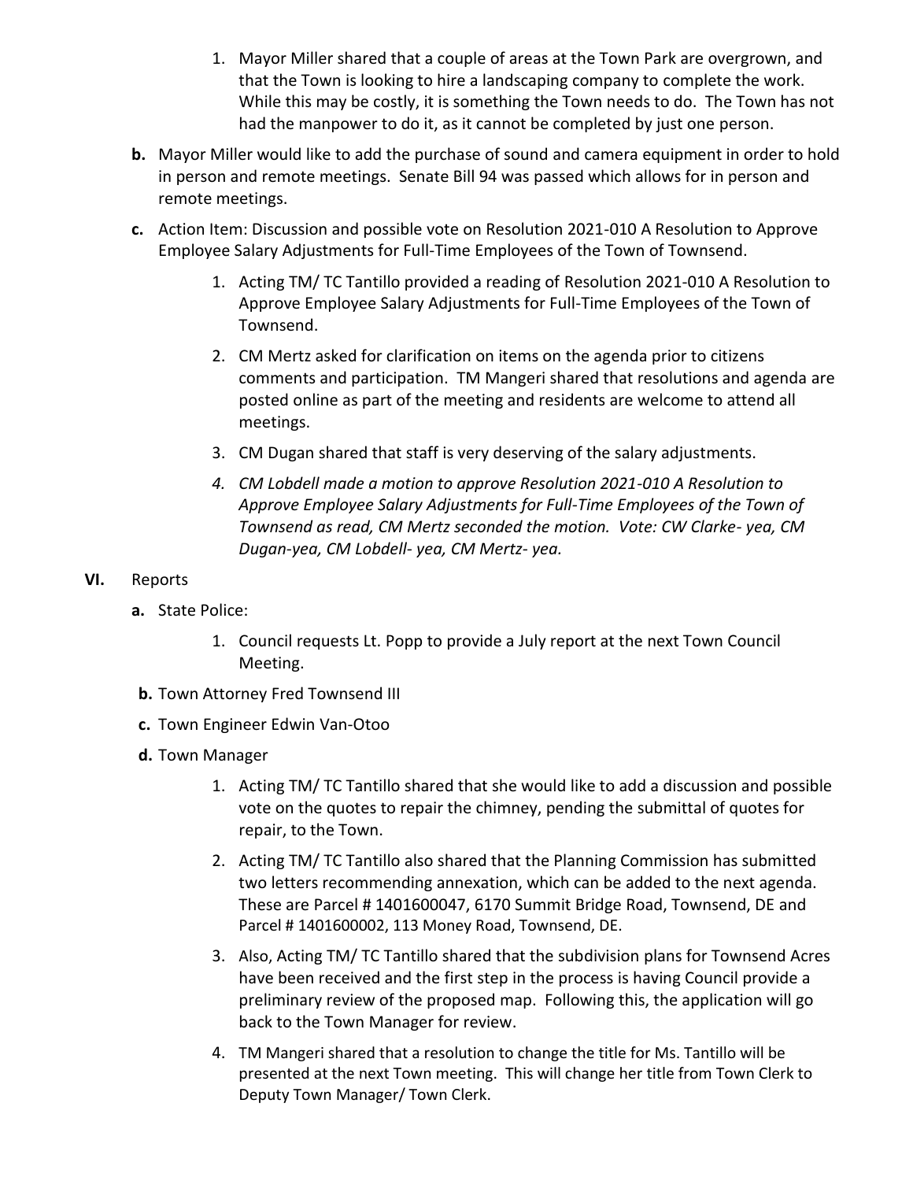1. Mayor Miller shared that a couple of areas at the Town Park are overgrown, and that the Town is looking to hire a landscaping company to complete the work. While this may be costly, it is something the Town needs to do. The Town has not had the manpower to do it, as it cannot be completed by just one person.

**b.** Mayor Miller would like to add the purchase of sound and camera equipment in order to hold in person and remote meetings. Senate Bill 94 was passed which allows for in person and remote meetings.

**c.** Action Item: Discussion and possible vote on Resolution 2021-010 A Resolution to Approve Employee Salary Adjustments for Full-Time Employees of the Town of Townsend.

1. Acting TM/ TC Tantillo provided a reading of Resolution 2021-010 A Resolution to Approve Employee Salary Adjustments for Full-Time Employees of the Town of Townsend.
2. CM Mertz asked for clarification on items on the agenda prior to citizens comments and participation. TM Mangeri shared that resolutions and agenda are posted online as part of the meeting and residents are welcome to attend all meetings.
3. CM Dugan shared that staff is very deserving of the salary adjustments.
4. *CM Lobdell made a motion to approve Resolution 2021-010 A Resolution to Approve Employee Salary Adjustments for Full-Time Employees of the Town of Townsend as read, CM Mertz seconded the motion. Vote: CW Clarke- yea, CM Dugan-yea, CM Lobdell- yea, CM Mertz- yea.*

**VI.** Reports

**a.** State Police:

1. Council requests Lt. Popp to provide a July report at the next Town Council Meeting.

**b.** Town Attorney Fred Townsend III

**c.** Town Engineer Edwin Van-Otoo

**d.** Town Manager

1. Acting TM/ TC Tantillo shared that she would like to add a discussion and possible vote on the quotes to repair the chimney, pending the submittal of quotes for repair, to the Town.
2. Acting TM/ TC Tantillo also shared that the Planning Commission has submitted two letters recommending annexation, which can be added to the next agenda. These are Parcel # 1401600047, 6170 Summit Bridge Road, Townsend, DE and Parcel # 1401600002, 113 Money Road, Townsend, DE.
3. Also, Acting TM/ TC Tantillo shared that the subdivision plans for Townsend Acres have been received and the first step in the process is having Council provide a preliminary review of the proposed map. Following this, the application will go back to the Town Manager for review.
4. TM Mangeri shared that a resolution to change the title for Ms. Tantillo will be presented at the next Town meeting. This will change her title from Town Clerk to Deputy Town Manager/ Town Clerk.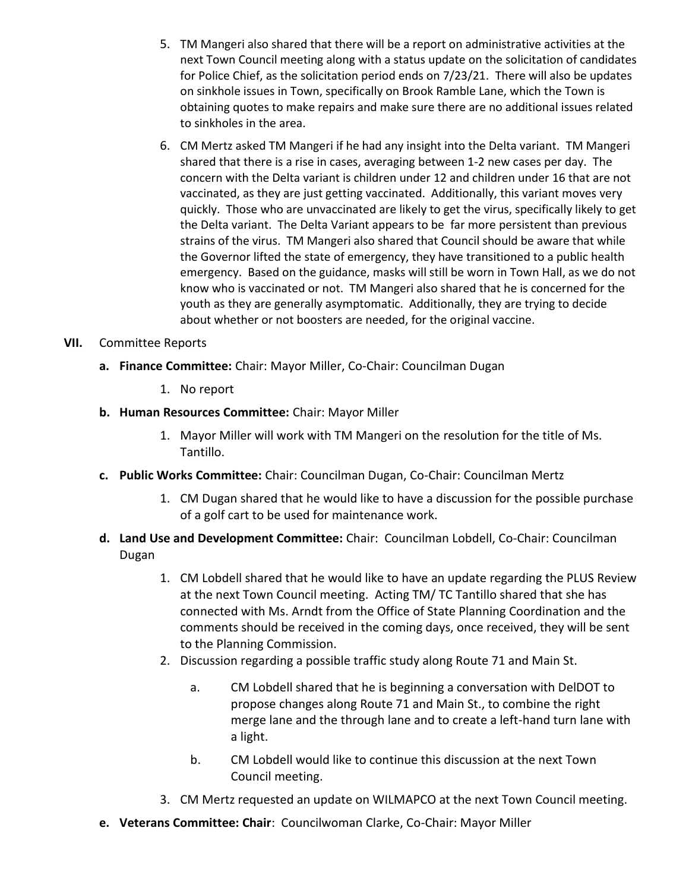5. TM Mangeri also shared that there will be a report on administrative activities at the next Town Council meeting along with a status update on the solicitation of candidates for Police Chief, as the solicitation period ends on 7/23/21. There will also be updates on sinkhole issues in Town, specifically on Brook Ramble Lane, which the Town is obtaining quotes to make repairs and make sure there are no additional issues related to sinkholes in the area.
6. CM Mertz asked TM Mangeri if he had any insight into the Delta variant. TM Mangeri shared that there is a rise in cases, averaging between 1-2 new cases per day. The concern with the Delta variant is children under 12 and children under 16 that are not vaccinated, as they are just getting vaccinated. Additionally, this variant moves very quickly. Those who are unvaccinated are likely to get the virus, specifically likely to get the Delta variant. The Delta Variant appears to be far more persistent than previous strains of the virus. TM Mangeri also shared that Council should be aware that while the Governor lifted the state of emergency, they have transitioned to a public health emergency. Based on the guidance, masks will still be worn in Town Hall, as we do not know who is vaccinated or not. TM Mangeri also shared that he is concerned for the youth as they are generally asymptomatic. Additionally, they are trying to decide about whether or not boosters are needed, for the original vaccine.

**VII.** Committee Reports

**a. Finance Committee:** Chair: Mayor Miller, Co-Chair: Councilman Dugan

1. No report

**b. Human Resources Committee:** Chair: Mayor Miller

1. Mayor Miller will work with TM Mangeri on the resolution for the title of Ms. Tantillo.

**c. Public Works Committee:** Chair: Councilman Dugan, Co-Chair: Councilman Mertz

1. CM Dugan shared that he would like to have a discussion for the possible purchase of a golf cart to be used for maintenance work.

**d. Land Use and Development Committee:** Chair: Councilman Lobdell, Co-Chair: Councilman Dugan

1. CM Lobdell shared that he would like to have an update regarding the PLUS Review at the next Town Council meeting. Acting TM/ TC Tantillo shared that she has connected with Ms. Arndt from the Office of State Planning Coordination and the comments should be received in the coming days, once received, they will be sent to the Planning Commission.
2. Discussion regarding a possible traffic study along Route 71 and Main St.
    a. CM Lobdell shared that he is beginning a conversation with DelDOT to propose changes along Route 71 and Main St., to combine the right merge lane and the through lane and to create a left-hand turn lane with a light.
    b. CM Lobdell would like to continue this discussion at the next Town Council meeting.
3. CM Mertz requested an update on WILMAPCO at the next Town Council meeting.

**e. Veterans Committee: Chair**: Councilwoman Clarke, Co-Chair: Mayor Miller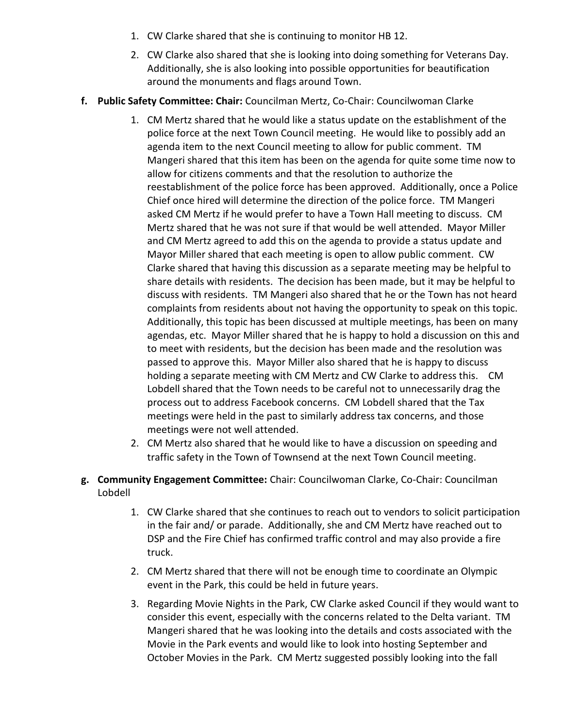1. CW Clarke shared that she is continuing to monitor HB 12.
2. CW Clarke also shared that she is looking into doing something for Veterans Day. Additionally, she is also looking into possible opportunities for beautification around the monuments and flags around Town.

**f. Public Safety Committee: Chair:** Councilman Mertz, Co-Chair: Councilwoman Clarke

1. CM Mertz shared that he would like a status update on the establishment of the police force at the next Town Council meeting. He would like to possibly add an agenda item to the next Council meeting to allow for public comment. TM Mangeri shared that this item has been on the agenda for quite some time now to allow for citizens comments and that the resolution to authorize the reestablishment of the police force has been approved. Additionally, once a Police Chief once hired will determine the direction of the police force. TM Mangeri asked CM Mertz if he would prefer to have a Town Hall meeting to discuss. CM Mertz shared that he was not sure if that would be well attended. Mayor Miller and CM Mertz agreed to add this on the agenda to provide a status update and Mayor Miller shared that each meeting is open to allow public comment. CW Clarke shared that having this discussion as a separate meeting may be helpful to share details with residents. The decision has been made, but it may be helpful to discuss with residents. TM Mangeri also shared that he or the Town has not heard complaints from residents about not having the opportunity to speak on this topic. Additionally, this topic has been discussed at multiple meetings, has been on many agendas, etc. Mayor Miller shared that he is happy to hold a discussion on this and to meet with residents, but the decision has been made and the resolution was passed to approve this. Mayor Miller also shared that he is happy to discuss holding a separate meeting with CM Mertz and CW Clarke to address this. CM Lobdell shared that the Town needs to be careful not to unnecessarily drag the process out to address Facebook concerns. CM Lobdell shared that the Tax meetings were held in the past to similarly address tax concerns, and those meetings were not well attended.
2. CM Mertz also shared that he would like to have a discussion on speeding and traffic safety in the Town of Townsend at the next Town Council meeting.

**g. Community Engagement Committee:** Chair: Councilwoman Clarke, Co-Chair: Councilman Lobdell

1. CW Clarke shared that she continues to reach out to vendors to solicit participation in the fair and/ or parade. Additionally, she and CM Mertz have reached out to DSP and the Fire Chief has confirmed traffic control and may also provide a fire truck.
2. CM Mertz shared that there will not be enough time to coordinate an Olympic event in the Park, this could be held in future years.
3. Regarding Movie Nights in the Park, CW Clarke asked Council if they would want to consider this event, especially with the concerns related to the Delta variant. TM Mangeri shared that he was looking into the details and costs associated with the Movie in the Park events and would like to look into hosting September and October Movies in the Park. CM Mertz suggested possibly looking into the fall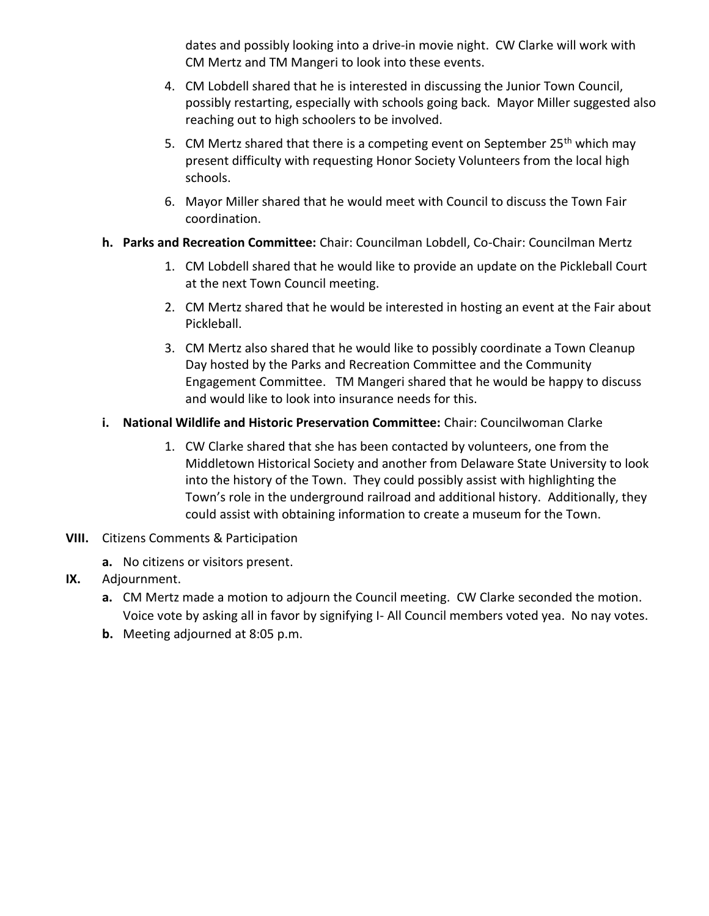dates and possibly looking into a drive-in movie night. CW Clarke will work with CM Mertz and TM Mangeri to look into these events.

4. CM Lobdell shared that he is interested in discussing the Junior Town Council, possibly restarting, especially with schools going back. Mayor Miller suggested also reaching out to high schoolers to be involved.
5. CM Mertz shared that there is a competing event on September 25th which may present difficulty with requesting Honor Society Volunteers from the local high schools.
6. Mayor Miller shared that he would meet with Council to discuss the Town Fair coordination.

**h. Parks and Recreation Committee:** Chair: Councilman Lobdell, Co-Chair: Councilman Mertz

1. CM Lobdell shared that he would like to provide an update on the Pickleball Court at the next Town Council meeting.
2. CM Mertz shared that he would be interested in hosting an event at the Fair about Pickleball.
3. CM Mertz also shared that he would like to possibly coordinate a Town Cleanup Day hosted by the Parks and Recreation Committee and the Community Engagement Committee. TM Mangeri shared that he would be happy to discuss and would like to look into insurance needs for this.

**i. National Wildlife and Historic Preservation Committee:** Chair: Councilwoman Clarke

1. CW Clarke shared that she has been contacted by volunteers, one from the Middletown Historical Society and another from Delaware State University to look into the history of the Town. They could possibly assist with highlighting the Town's role in the underground railroad and additional history. Additionally, they could assist with obtaining information to create a museum for the Town.

**VIII.** Citizens Comments & Participation

**a.** No citizens or visitors present.

**IX.** Adjournment.

**a.** CM Mertz made a motion to adjourn the Council meeting. CW Clarke seconded the motion. Voice vote by asking all in favor by signifying I- All Council members voted yea. No nay votes.

**b.** Meeting adjourned at 8:05 p.m.